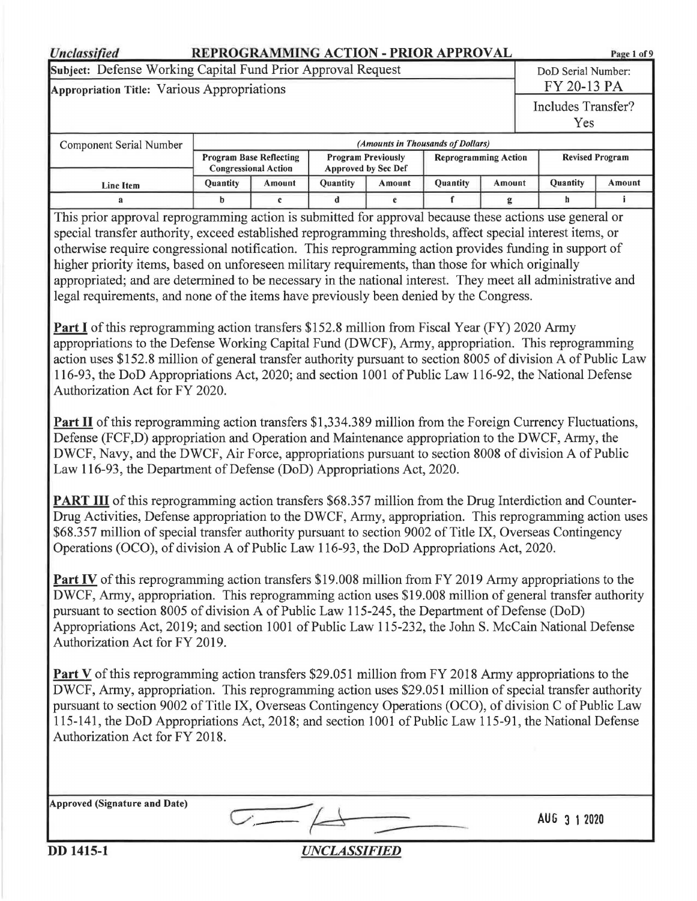*Unclassified* **REPROGRAMMING ACTION - PRIOR APPROVAL**

| Subject: Defense Working Capital Fund Prior Approval Request | DoD Serial Number: FY 20-13 PA |
|---|---|
| Appropriation Title: Various Appropriations | Includes Transfer? Yes |

| Component Serial Number | (Amounts in Thousands of Dollars) | | | | | | | |
|---|---|---|---|---|---|---|---|---|
| | Program Base Reflecting Congressional Action | | Program Previously Approved by Sec Def | | Reprogramming Action | | Revised Program | |
| Line Item | Quantity | Amount | Quantity | Amount | Quantity | Amount | Quantity | Amount |
| a | b | c | d | e | f | g | h | i |

This prior approval reprogramming action is submitted for approval because these actions use general or special transfer authority, exceed established reprogramming thresholds, affect special interest items, or otherwise require congressional notification. This reprogramming action provides funding in support of higher priority items, based on unforeseen military requirements, than those for which originally appropriated; and are determined to be necessary in the national interest. They meet all administrative and legal requirements, and none of the items have previously been denied by the Congress.

**Part I** of this reprogramming action transfers $152.8 million from Fiscal Year (FY) 2020 Army appropriations to the Defense Working Capital Fund (DWCF), Army, appropriation. This reprogramming action uses $152.8 million of general transfer authority pursuant to section 8005 of division A of Public Law 116-93, the DoD Appropriations Act, 2020; and section 1001 of Public Law 116-92, the National Defense Authorization Act for FY 2020.

**Part II** of this reprogramming action transfers $1,334.389 million from the Foreign Currency Fluctuations, Defense (FCF,D) appropriation and Operation and Maintenance appropriation to the DWCF, Army, the DWCF, Navy, and the DWCF, Air Force, appropriations pursuant to section 8008 of division A of Public Law 116-93, the Department of Defense (DoD) Appropriations Act, 2020.

**PART III** of this reprogramming action transfers $68.357 million from the Drug Interdiction and Counter-Drug Activities, Defense appropriation to the DWCF, Army, appropriation. This reprogramming action uses $68.357 million of special transfer authority pursuant to section 9002 of Title IX, Overseas Contingency Operations (OCO), of division A of Public Law 116-93, the DoD Appropriations Act, 2020.

**Part IV** of this reprogramming action transfers $19.008 million from FY 2019 Army appropriations to the DWCF, Army, appropriation. This reprogramming action uses $19.008 million of general transfer authority pursuant to section 8005 of division A of Public Law 115-245, the Department of Defense (DoD) Appropriations Act, 2019; and section 1001 of Public Law 115-232, the John S. McCain National Defense Authorization Act for FY 2019.

**Part V** of this reprogramming action transfers $29.051 million from FY 2018 Army appropriations to the DWCF, Army, appropriation. This reprogramming action uses $29.051 million of special transfer authority pursuant to section 9002 of Title IX, Overseas Contingency Operations (OCO), of division C of Public Law 115-141, the DoD Appropriations Act, 2018; and section 1001 of Public Law 115-91, the National Defense Authorization Act for FY 2018.

**Approved (Signature and Date)** AUG 31 2020

**DD 1415-1** *UNCLASSIFIED*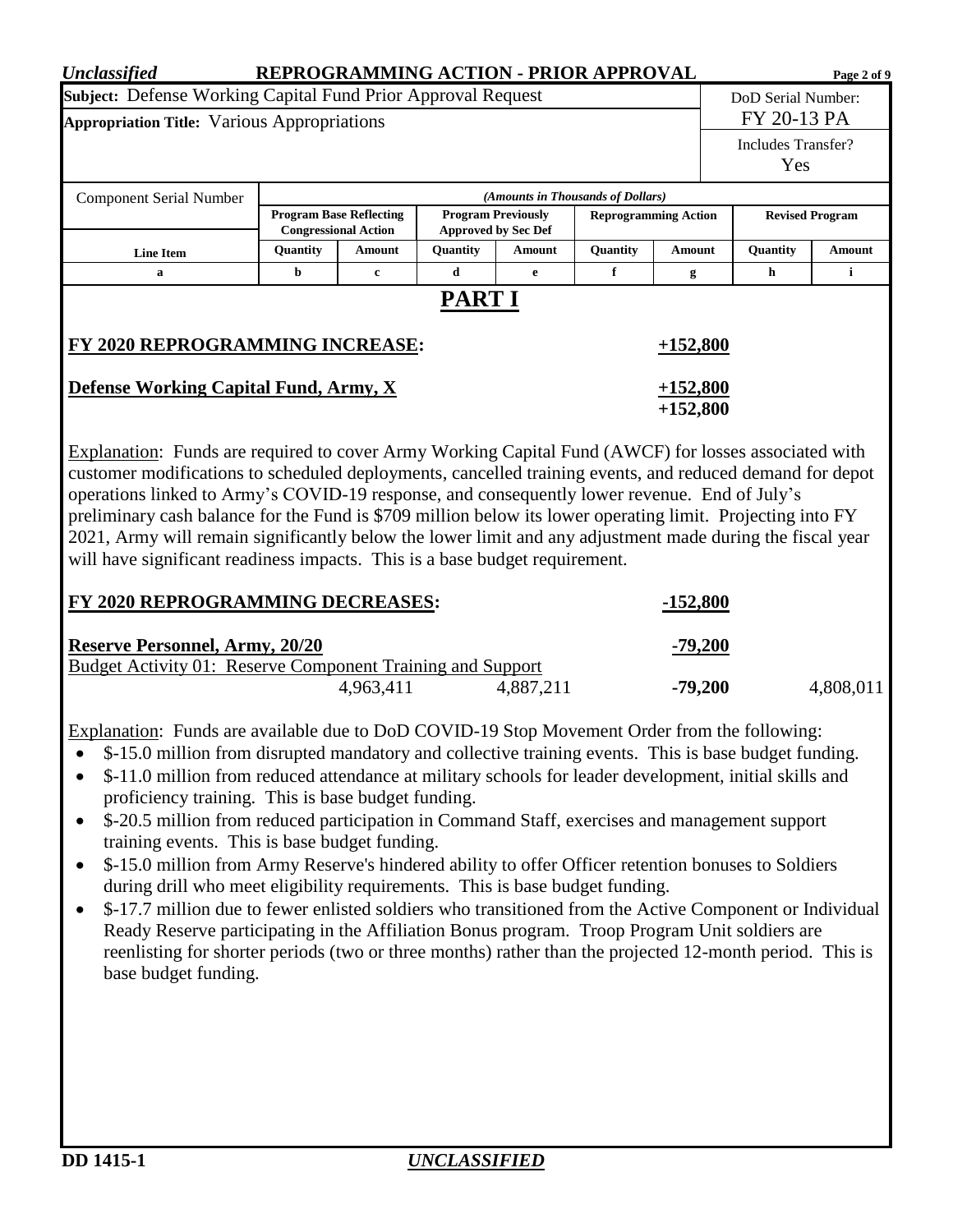**Subject:** Defense Working Capital Fund Prior Approval Request

**Appropriation Title:** Various Appropriations

DoD Serial Number: FY 20-13 PA

Includes Transfer? Yes

| Component Serial Number | (Amounts in Thousands of Dollars) | | | | | | | |
|---|---|---|---|---|---|---|---|---|
| | Program Base Reflecting Congressional Action | | Program Previously Approved by Sec Def | | Reprogramming Action | | Revised Program | |
| Line Item | Quantity | Amount | Quantity | Amount | Quantity | Amount | Quantity | Amount |
| a | b | c | d | e | f | g | h | i |

# PART I

**FY 2020 REPROGRAMMING INCREASE: +152,800**

**Defense Working Capital Fund, Army, X +152,800**

**+152,800**

Explanation: Funds are required to cover Army Working Capital Fund (AWCF) for losses associated with customer modifications to scheduled deployments, cancelled training events, and reduced demand for depot operations linked to Army's COVID-19 response, and consequently lower revenue. End of July's preliminary cash balance for the Fund is $709 million below its lower operating limit. Projecting into FY 2021, Army will remain significantly below the lower limit and any adjustment made during the fiscal year will have significant readiness impacts. This is a base budget requirement.

**FY 2020 REPROGRAMMING DECREASES: -152,800**

**Reserve Personnel, Army, 20/20 -79,200**

| Line Item | Quantity | Amount | Quantity | Amount | Quantity | Amount | Quantity | Amount |
|---|---|---|---|---|---|---|---|---|
| Budget Activity 01: Reserve Component Training and Support | | 4,963,411 | | 4,887,211 | | **-79,200** | | 4,808,011 |

Explanation: Funds are available due to DoD COVID-19 Stop Movement Order from the following:

- $-15.0 million from disrupted mandatory and collective training events. This is base budget funding.
- $-11.0 million from reduced attendance at military schools for leader development, initial skills and proficiency training. This is base budget funding.
- $-20.5 million from reduced participation in Command Staff, exercises and management support training events. This is base budget funding.
- $-15.0 million from Army Reserve's hindered ability to offer Officer retention bonuses to Soldiers during drill who meet eligibility requirements. This is base budget funding.
- $-17.7 million due to fewer enlisted soldiers who transitioned from the Active Component or Individual Ready Reserve participating in the Affiliation Bonus program. Troop Program Unit soldiers are reenlisting for shorter periods (two or three months) rather than the projected 12-month period. This is base budget funding.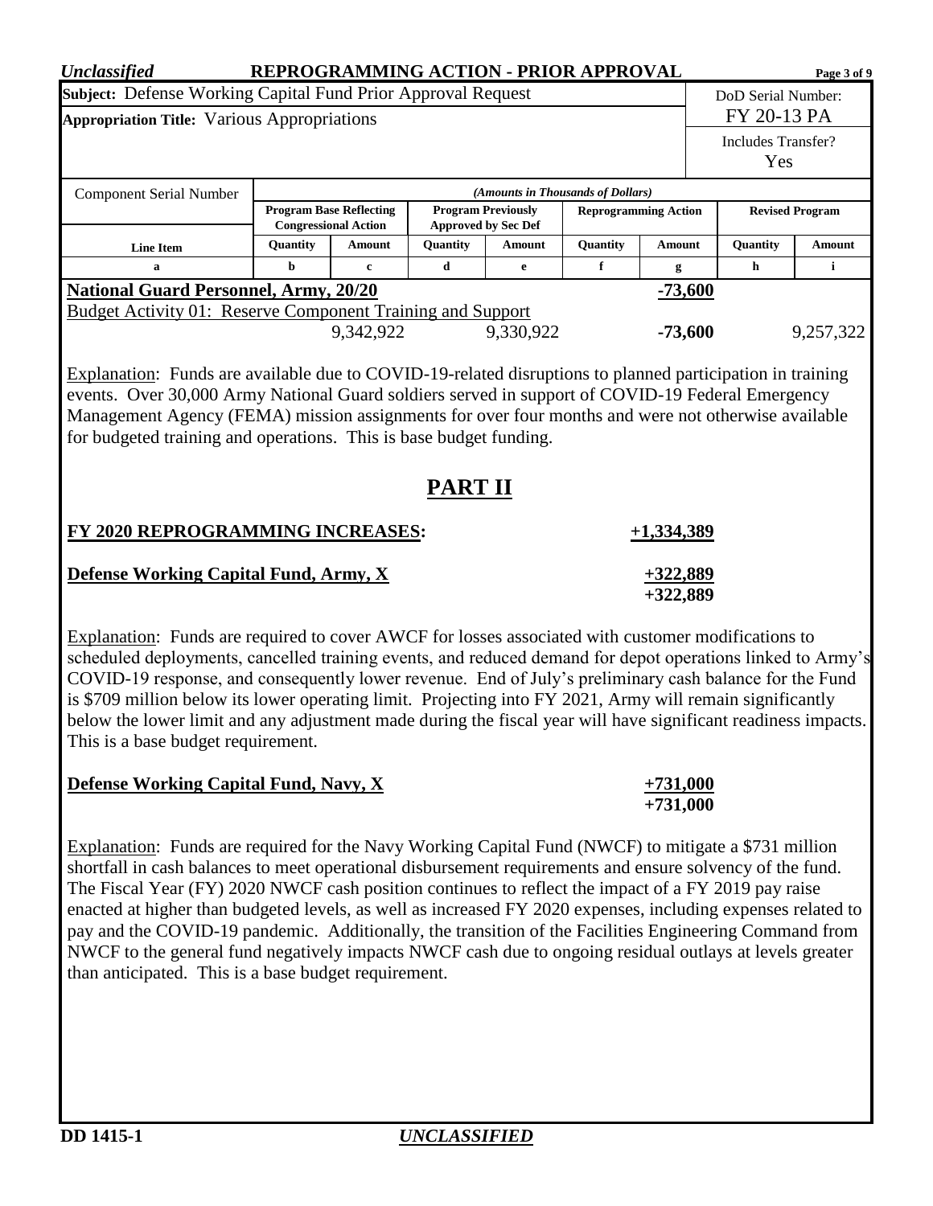*Unclassified* **REPROGRAMMING ACTION - PRIOR APPROVAL**

| **Subject:** Defense Working Capital Fund Prior Approval Request | DoD Serial Number: FY 20-13 PA |
|---|---|
| **Appropriation Title:** Various Appropriations | Includes Transfer? Yes |

| Component Serial Number | *(Amounts in Thousands of Dollars)* | | | | | | | |
|---|---|---|---|---|---|---|---|---|
| | **Program Base Reflecting Congressional Action** | | **Program Previously Approved by Sec Def** | | **Reprogramming Action** | | **Revised Program** | |
| **Line Item** | **Quantity** | **Amount** | **Quantity** | **Amount** | **Quantity** | **Amount** | **Quantity** | **Amount** |
| **a** | **b** | **c** | **d** | **e** | **f** | **g** | **h** | **i** |
| **National Guard Personnel, Army, 20/20** | | | | | | **-73,600** | | |
| Budget Activity 01: Reserve Component Training and Support | | 9,342,922 | | 9,330,922 | | **-73,600** | | 9,257,322 |

Explanation: Funds are available due to COVID-19-related disruptions to planned participation in training events. Over 30,000 Army National Guard soldiers served in support of COVID-19 Federal Emergency Management Agency (FEMA) mission assignments for over four months and were not otherwise available for budgeted training and operations. This is base budget funding.

# PART II

**FY 2020 REPROGRAMMING INCREASES:** **+1,334,389**

**Defense Working Capital Fund, Army, X** **+322,889**
**+322,889**

Explanation: Funds are required to cover AWCF for losses associated with customer modifications to scheduled deployments, cancelled training events, and reduced demand for depot operations linked to Army's COVID-19 response, and consequently lower revenue. End of July's preliminary cash balance for the Fund is $709 million below its lower operating limit. Projecting into FY 2021, Army will remain significantly below the lower limit and any adjustment made during the fiscal year will have significant readiness impacts. This is a base budget requirement.

**Defense Working Capital Fund, Navy, X** **+731,000**
**+731,000**

Explanation: Funds are required for the Navy Working Capital Fund (NWCF) to mitigate a $731 million shortfall in cash balances to meet operational disbursement requirements and ensure solvency of the fund. The Fiscal Year (FY) 2020 NWCF cash position continues to reflect the impact of a FY 2019 pay raise enacted at higher than budgeted levels, as well as increased FY 2020 expenses, including expenses related to pay and the COVID-19 pandemic. Additionally, the transition of the Facilities Engineering Command from NWCF to the general fund negatively impacts NWCF cash due to ongoing residual outlays at levels greater than anticipated. This is a base budget requirement.

**DD 1415-1** *UNCLASSIFIED*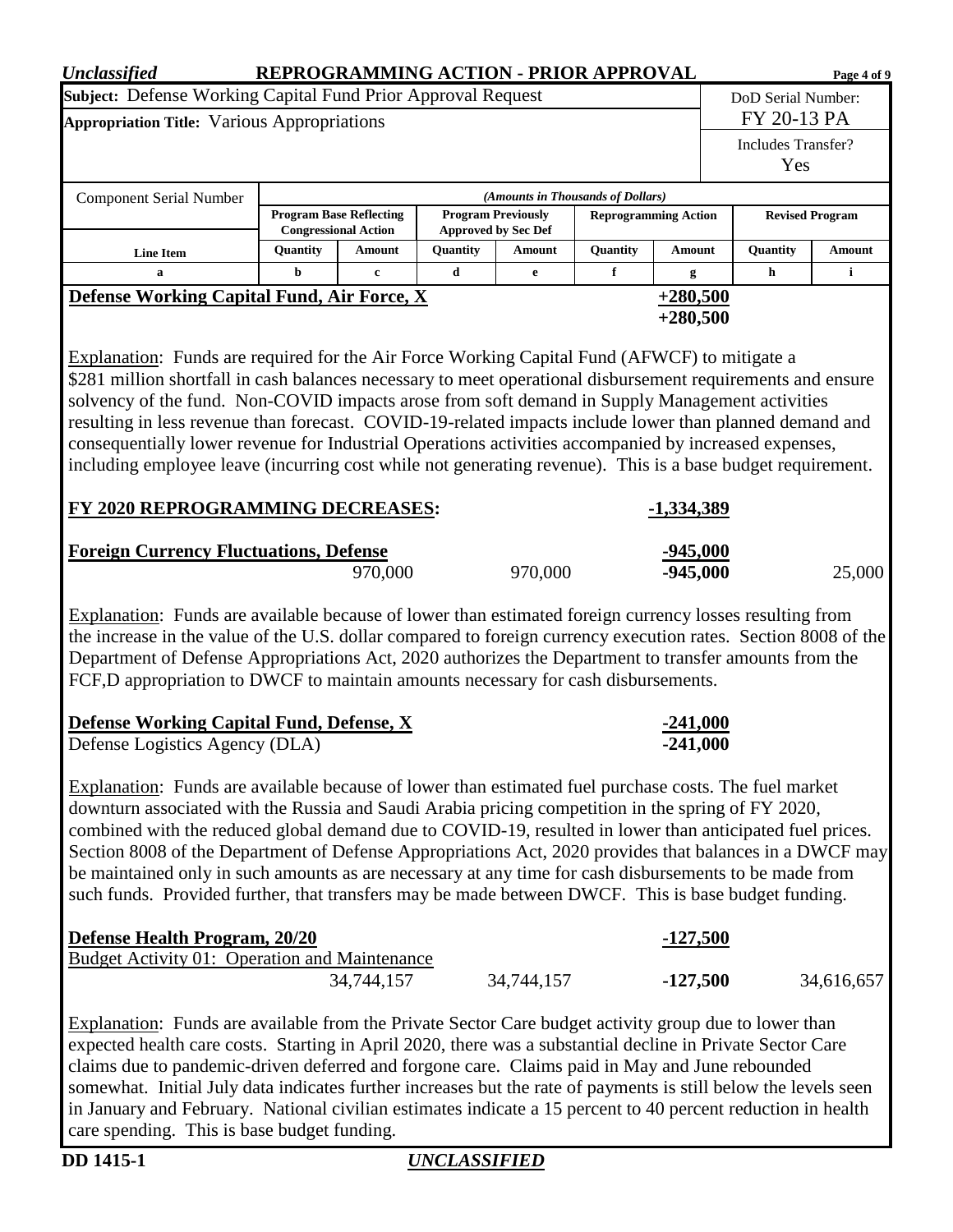**Subject:** Defense Working Capital Fund Prior Approval Request

**Appropriation Title:** Various Appropriations

DoD Serial Number: FY 20-13 PA

Includes Transfer? Yes

| Component Serial Number | (Amounts in Thousands of Dollars) | | | | | | | |
|---|---|---|---|---|---|---|---|---|
| | Program Base Reflecting Congressional Action | | Program Previously Approved by Sec Def | | Reprogramming Action | | Revised Program | |
| Line Item | Quantity | Amount | Quantity | Amount | Quantity | Amount | Quantity | Amount |
| a | b | c | d | e | f | g | h | i |
| **Defense Working Capital Fund, Air Force, X** | | | | | | **+280,500** | | |
| | | | | | | **+280,500** | | |

Explanation: Funds are required for the Air Force Working Capital Fund (AFWCF) to mitigate a $281 million shortfall in cash balances necessary to meet operational disbursement requirements and ensure solvency of the fund. Non-COVID impacts arose from soft demand in Supply Management activities resulting in less revenue than forecast. COVID-19-related impacts include lower than planned demand and consequentially lower revenue for Industrial Operations activities accompanied by increased expenses, including employee leave (incurring cost while not generating revenue). This is a base budget requirement.

| | | | | | | | | |
|---|---|---|---|---|---|---|---|---|
| **FY 2020 REPROGRAMMING DECREASES:** | | | | | | **-1,334,389** | | |
| **Foreign Currency Fluctuations, Defense** | | | | | | **-945,000** | | |
| | | 970,000 | | 970,000 | | **-945,000** | | 25,000 |

Explanation: Funds are available because of lower than estimated foreign currency losses resulting from the increase in the value of the U.S. dollar compared to foreign currency execution rates. Section 8008 of the Department of Defense Appropriations Act, 2020 authorizes the Department to transfer amounts from the FCF,D appropriation to DWCF to maintain amounts necessary for cash disbursements.

| | | | | | | | | |
|---|---|---|---|---|---|---|---|---|
| **Defense Working Capital Fund, Defense, X** | | | | | | **-241,000** | | |
| Defense Logistics Agency (DLA) | | | | | | **-241,000** | | |

Explanation: Funds are available because of lower than estimated fuel purchase costs. The fuel market downturn associated with the Russia and Saudi Arabia pricing competition in the spring of FY 2020, combined with the reduced global demand due to COVID-19, resulted in lower than anticipated fuel prices. Section 8008 of the Department of Defense Appropriations Act, 2020 provides that balances in a DWCF may be maintained only in such amounts as are necessary at any time for cash disbursements to be made from such funds. Provided further, that transfers may be made between DWCF. This is base budget funding.

| | | | | | | | | |
|---|---|---|---|---|---|---|---|---|
| **Defense Health Program, 20/20** | | | | | | **-127,500** | | |
| Budget Activity 01: Operation and Maintenance | | | | | | | | |
| | | 34,744,157 | | 34,744,157 | | **-127,500** | | 34,616,657 |

Explanation: Funds are available from the Private Sector Care budget activity group due to lower than expected health care costs. Starting in April 2020, there was a substantial decline in Private Sector Care claims due to pandemic-driven deferred and forgone care. Claims paid in May and June rebounded somewhat. Initial July data indicates further increases but the rate of payments is still below the levels seen in January and February. National civilian estimates indicate a 15 percent to 40 percent reduction in health care spending. This is base budget funding.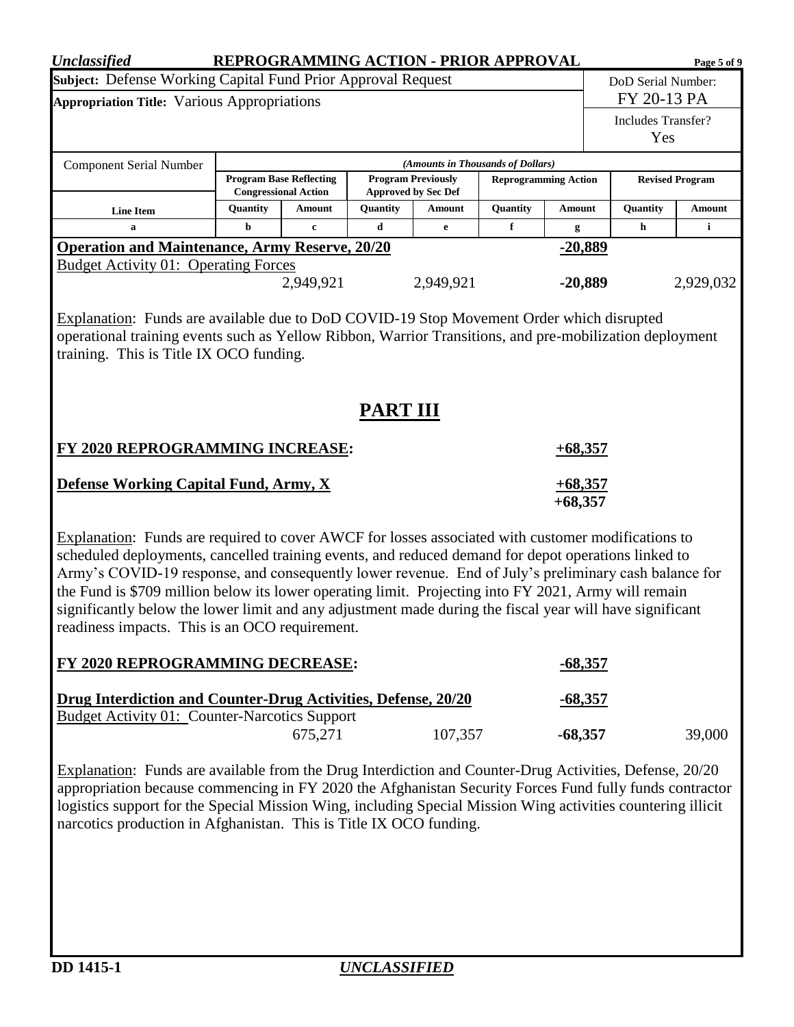*Unclassified* **REPROGRAMMING ACTION - PRIOR APPROVAL**

**Subject:** Defense Working Capital Fund Prior Approval Request

**Appropriation Title:** Various Appropriations

DoD Serial Number: FY 20-13 PA

Includes Transfer? Yes

| Component Serial Number | *(Amounts in Thousands of Dollars)* | | | | | | | |
|---|---|---|---|---|---|---|---|---|
| | **Program Base Reflecting Congressional Action** | | **Program Previously Approved by Sec Def** | | **Reprogramming Action** | | **Revised Program** | |
| **Line Item** | **Quantity** | **Amount** | **Quantity** | **Amount** | **Quantity** | **Amount** | **Quantity** | **Amount** |
| **a** | **b** | **c** | **d** | **e** | **f** | **g** | **h** | **i** |
| **Operation and Maintenance, Army Reserve, 20/20** | | | | | | **-20,889** | | |
| Budget Activity 01: Operating Forces | | 2,949,921 | | 2,949,921 | | **-20,889** | | 2,929,032 |

Explanation: Funds are available due to DoD COVID-19 Stop Movement Order which disrupted operational training events such as Yellow Ribbon, Warrior Transitions, and pre-mobilization deployment training. This is Title IX OCO funding.

## PART III

| | | | | | | | | |
|---|---|---|---|---|---|---|---|---|
| **FY 2020 REPROGRAMMING INCREASE:** | | | | | | **+68,357** | | |
| **Defense Working Capital Fund, Army, X** | | | | | | **+68,357** | | |
| | | | | | | **+68,357** | | |

Explanation: Funds are required to cover AWCF for losses associated with customer modifications to scheduled deployments, cancelled training events, and reduced demand for depot operations linked to Army's COVID-19 response, and consequently lower revenue. End of July's preliminary cash balance for the Fund is $709 million below its lower operating limit. Projecting into FY 2021, Army will remain significantly below the lower limit and any adjustment made during the fiscal year will have significant readiness impacts. This is an OCO requirement.

| | | | | | | | | |
|---|---|---|---|---|---|---|---|---|
| **FY 2020 REPROGRAMMING DECREASE:** | | | | | | **-68,357** | | |
| **Drug Interdiction and Counter-Drug Activities, Defense, 20/20** | | | | | | **-68,357** | | |
| Budget Activity 01: Counter-Narcotics Support | | 675,271 | | 107,357 | | **-68,357** | | 39,000 |

Explanation: Funds are available from the Drug Interdiction and Counter-Drug Activities, Defense, 20/20 appropriation because commencing in FY 2020 the Afghanistan Security Forces Fund fully funds contractor logistics support for the Special Mission Wing, including Special Mission Wing activities countering illicit narcotics production in Afghanistan. This is Title IX OCO funding.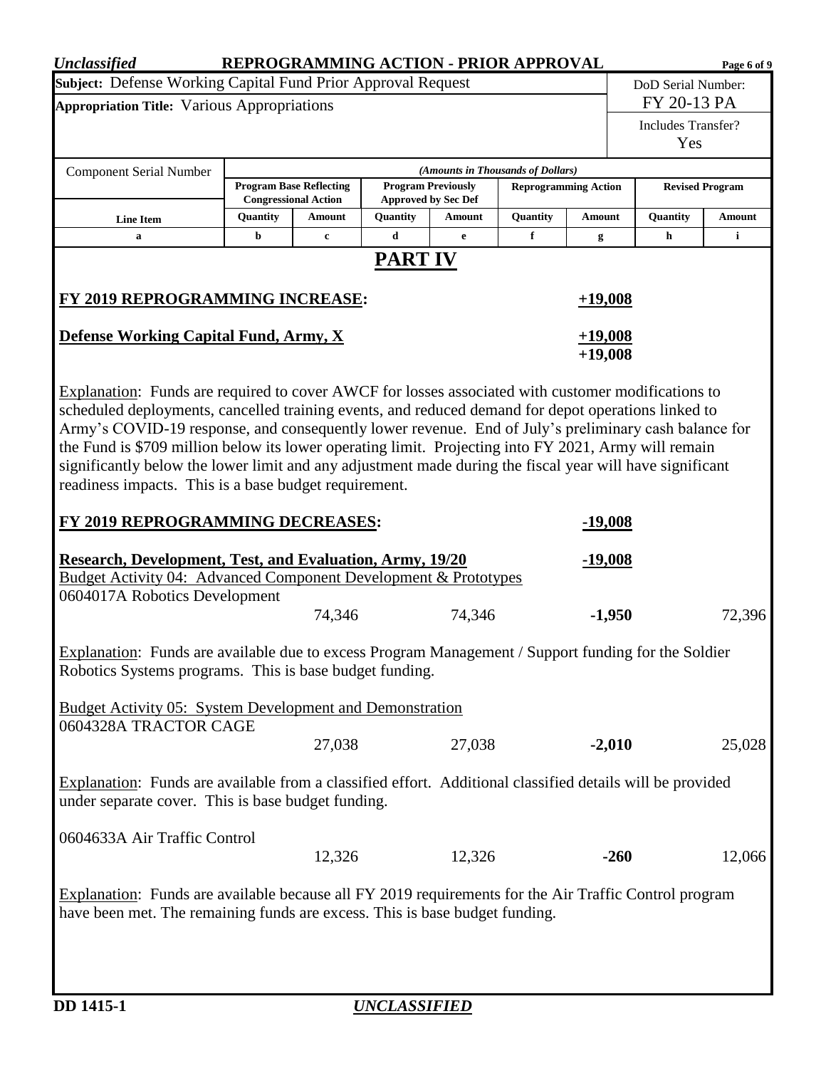**Unclassified** **REPROGRAMMING ACTION - PRIOR APPROVAL**

**Subject:** Defense Working Capital Fund Prior Approval Request

**Appropriation Title:** Various Appropriations

DoD Serial Number: FY 20-13 PA

Includes Transfer? Yes

| Component Serial Number | (Amounts in Thousands of Dollars) | | | | | | | |
|---|---|---|---|---|---|---|---|---|
| | Program Base Reflecting Congressional Action | | Program Previously Approved by Sec Def | | Reprogramming Action | | Revised Program | |
| Line Item | Quantity | Amount | Quantity | Amount | Quantity | Amount | Quantity | Amount |
| a | b | c | d | e | f | g | h | i |

# PART IV

**FY 2019 REPROGRAMMING INCREASE:** **+19,008**

**Defense Working Capital Fund, Army, X** **+19,008**
**+19,008**

Explanation: Funds are required to cover AWCF for losses associated with customer modifications to scheduled deployments, cancelled training events, and reduced demand for depot operations linked to Army's COVID-19 response, and consequently lower revenue. End of July's preliminary cash balance for the Fund is $709 million below its lower operating limit. Projecting into FY 2021, Army will remain significantly below the lower limit and any adjustment made during the fiscal year will have significant readiness impacts. This is a base budget requirement.

**FY 2019 REPROGRAMMING DECREASES:** **-19,008**

**Research, Development, Test, and Evaluation, Army, 19/20** **-19,008**

Budget Activity 04: Advanced Component Development & Prototypes

| Line Item | b | c | d | e | f | g | h | i |
|---|---|---|---|---|---|---|---|---|
| 0604017A Robotics Development | | 74,346 | | 74,346 | | -1,950 | | 72,396 |

Explanation: Funds are available due to excess Program Management / Support funding for the Soldier Robotics Systems programs. This is base budget funding.

Budget Activity 05: System Development and Demonstration

| Line Item | b | c | d | e | f | g | h | i |
|---|---|---|---|---|---|---|---|---|
| 0604328A TRACTOR CAGE | | 27,038 | | 27,038 | | -2,010 | | 25,028 |

Explanation: Funds are available from a classified effort. Additional classified details will be provided under separate cover. This is base budget funding.

| Line Item | b | c | d | e | f | g | h | i |
|---|---|---|---|---|---|---|---|---|
| 0604633A Air Traffic Control | | 12,326 | | 12,326 | | -260 | | 12,066 |

Explanation: Funds are available because all FY 2019 requirements for the Air Traffic Control program have been met. The remaining funds are excess. This is base budget funding.

**DD 1415-1** *UNCLASSIFIED*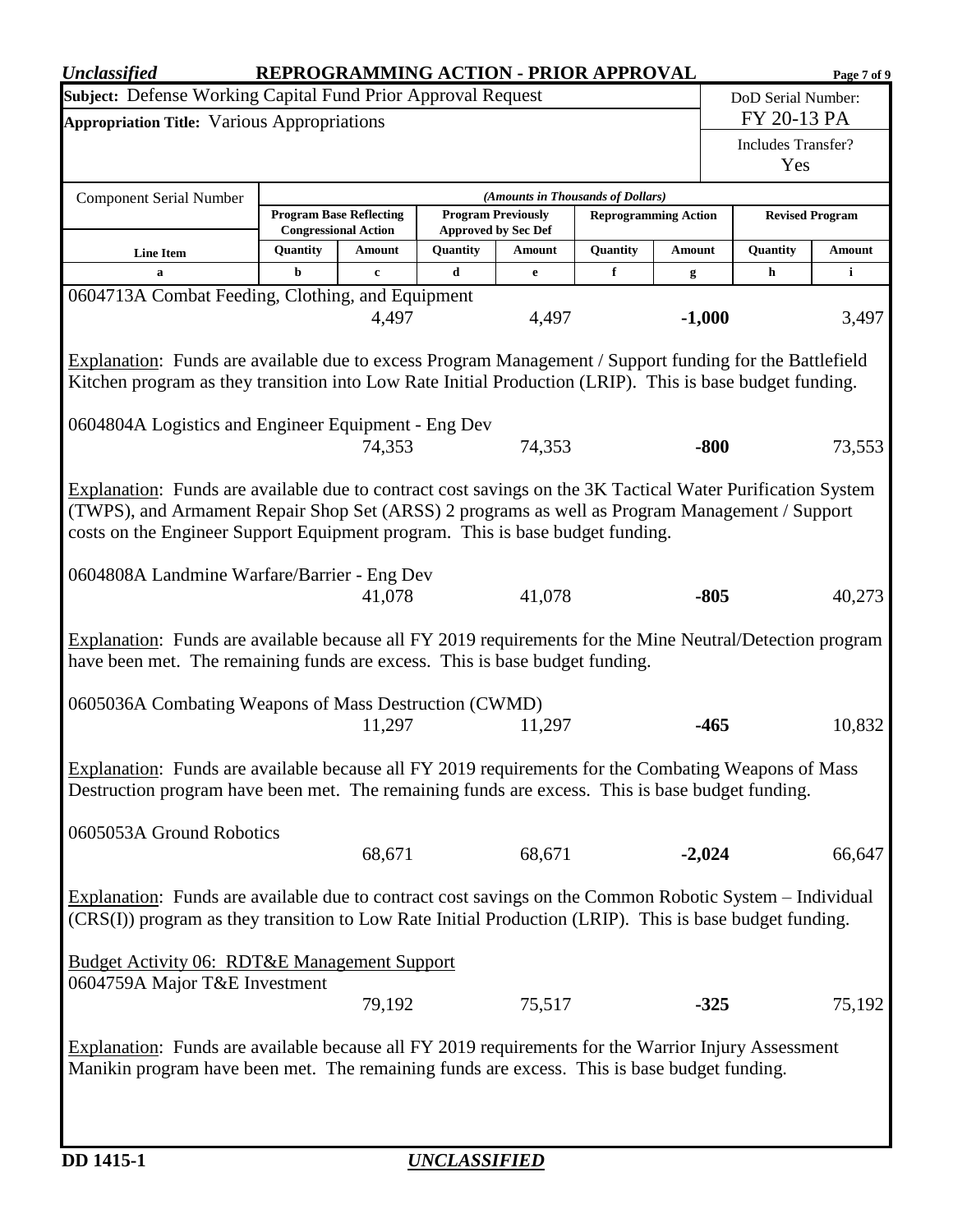**Subject:** Defense Working Capital Fund Prior Approval Request

**Appropriation Title:** Various Appropriations

DoD Serial Number: FY 20-13 PA

Includes Transfer? Yes

| Component Serial Number | (Amounts in Thousands of Dollars) | | | | | | | |
|---|---|---|---|---|---|---|---|---|
| | Program Base Reflecting Congressional Action | | Program Previously Approved by Sec Def | | Reprogramming Action | | Revised Program | |
| Line Item | Quantity | Amount | Quantity | Amount | Quantity | Amount | Quantity | Amount |
| a | b | c | d | e | f | g | h | i |
| 0604713A Combat Feeding, Clothing, and Equipment | | 4,497 | | 4,497 | | **-1,000** | | 3,497 |

Explanation: Funds are available due to excess Program Management / Support funding for the Battlefield Kitchen program as they transition into Low Rate Initial Production (LRIP). This is base budget funding.

| Line Item | Quantity | Amount | Quantity | Amount | Quantity | Amount | Quantity | Amount |
|---|---|---|---|---|---|---|---|---|
| 0604804A Logistics and Engineer Equipment - Eng Dev | | 74,353 | | 74,353 | | **-800** | | 73,553 |

Explanation: Funds are available due to contract cost savings on the 3K Tactical Water Purification System (TWPS), and Armament Repair Shop Set (ARSS) 2 programs as well as Program Management / Support costs on the Engineer Support Equipment program. This is base budget funding.

| Line Item | Quantity | Amount | Quantity | Amount | Quantity | Amount | Quantity | Amount |
|---|---|---|---|---|---|---|---|---|
| 0604808A Landmine Warfare/Barrier - Eng Dev | | 41,078 | | 41,078 | | **-805** | | 40,273 |

Explanation: Funds are available because all FY 2019 requirements for the Mine Neutral/Detection program have been met. The remaining funds are excess. This is base budget funding.

| Line Item | Quantity | Amount | Quantity | Amount | Quantity | Amount | Quantity | Amount |
|---|---|---|---|---|---|---|---|---|
| 0605036A Combating Weapons of Mass Destruction (CWMD) | | 11,297 | | 11,297 | | **-465** | | 10,832 |

Explanation: Funds are available because all FY 2019 requirements for the Combating Weapons of Mass Destruction program have been met. The remaining funds are excess. This is base budget funding.

| Line Item | Quantity | Amount | Quantity | Amount | Quantity | Amount | Quantity | Amount |
|---|---|---|---|---|---|---|---|---|
| 0605053A Ground Robotics | | 68,671 | | 68,671 | | **-2,024** | | 66,647 |

Explanation: Funds are available due to contract cost savings on the Common Robotic System – Individual (CRS(I)) program as they transition to Low Rate Initial Production (LRIP). This is base budget funding.

Budget Activity 06: RDT&E Management Support

| Line Item | Quantity | Amount | Quantity | Amount | Quantity | Amount | Quantity | Amount |
|---|---|---|---|---|---|---|---|---|
| 0604759A Major T&E Investment | | 79,192 | | 75,517 | | **-325** | | 75,192 |

Explanation: Funds are available because all FY 2019 requirements for the Warrior Injury Assessment Manikin program have been met. The remaining funds are excess. This is base budget funding.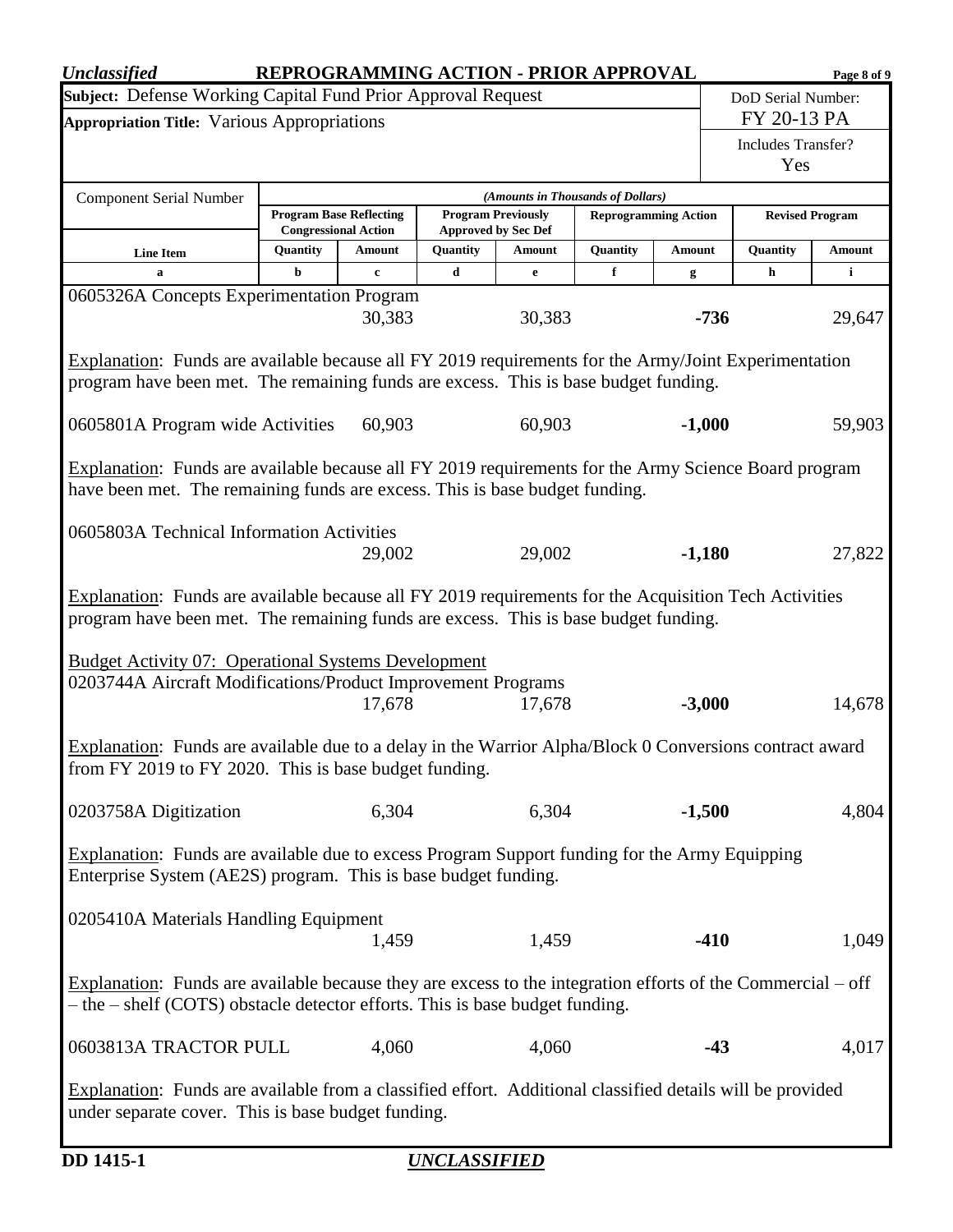**Unclassified** **REPROGRAMMING ACTION - PRIOR APPROVAL**

**Subject:** Defense Working Capital Fund Prior Approval Request

**Appropriation Title:** Various Appropriations

DoD Serial Number: FY 20-13 PA

Includes Transfer? Yes

| Component Serial Number | (Amounts in Thousands of Dollars) | | | | | | | |
|---|---|---|---|---|---|---|---|---|
| | Program Base Reflecting Congressional Action | | Program Previously Approved by Sec Def | | Reprogramming Action | | Revised Program | |
| Line Item | Quantity | Amount | Quantity | Amount | Quantity | Amount | Quantity | Amount |
| a | b | c | d | e | f | g | h | i |
| 0605326A Concepts Experimentation Program | | 30,383 | | 30,383 | | **-736** | | 29,647 |
| 0605801A Program wide Activities | | 60,903 | | 60,903 | | **-1,000** | | 59,903 |
| 0605803A Technical Information Activities | | 29,002 | | 29,002 | | **-1,180** | | 27,822 |
| Budget Activity 07: Operational Systems Development | | | | | | | | |
| 0203744A Aircraft Modifications/Product Improvement Programs | | 17,678 | | 17,678 | | **-3,000** | | 14,678 |
| 0203758A Digitization | | 6,304 | | 6,304 | | **-1,500** | | 4,804 |
| 0205410A Materials Handling Equipment | | 1,459 | | 1,459 | | **-410** | | 1,049 |
| 0603813A TRACTOR PULL | | 4,060 | | 4,060 | | **-43** | | 4,017 |

**0605326A Concepts Experimentation Program**

Explanation: Funds are available because all FY 2019 requirements for the Army/Joint Experimentation program have been met. The remaining funds are excess. This is base budget funding.

**0605801A Program wide Activities**

Explanation: Funds are available because all FY 2019 requirements for the Army Science Board program have been met. The remaining funds are excess. This is base budget funding.

**0605803A Technical Information Activities**

Explanation: Funds are available because all FY 2019 requirements for the Acquisition Tech Activities program have been met. The remaining funds are excess. This is base budget funding.

**Budget Activity 07: Operational Systems Development**

**0203744A Aircraft Modifications/Product Improvement Programs**

Explanation: Funds are available due to a delay in the Warrior Alpha/Block 0 Conversions contract award from FY 2019 to FY 2020. This is base budget funding.

**0203758A Digitization**

Explanation: Funds are available due to excess Program Support funding for the Army Equipping Enterprise System (AE2S) program. This is base budget funding.

**0205410A Materials Handling Equipment**

Explanation: Funds are available because they are excess to the integration efforts of the Commercial – off – the – shelf (COTS) obstacle detector efforts. This is base budget funding.

**0603813A TRACTOR PULL**

Explanation: Funds are available from a classified effort. Additional classified details will be provided under separate cover. This is base budget funding.

**DD 1415-1** *UNCLASSIFIED*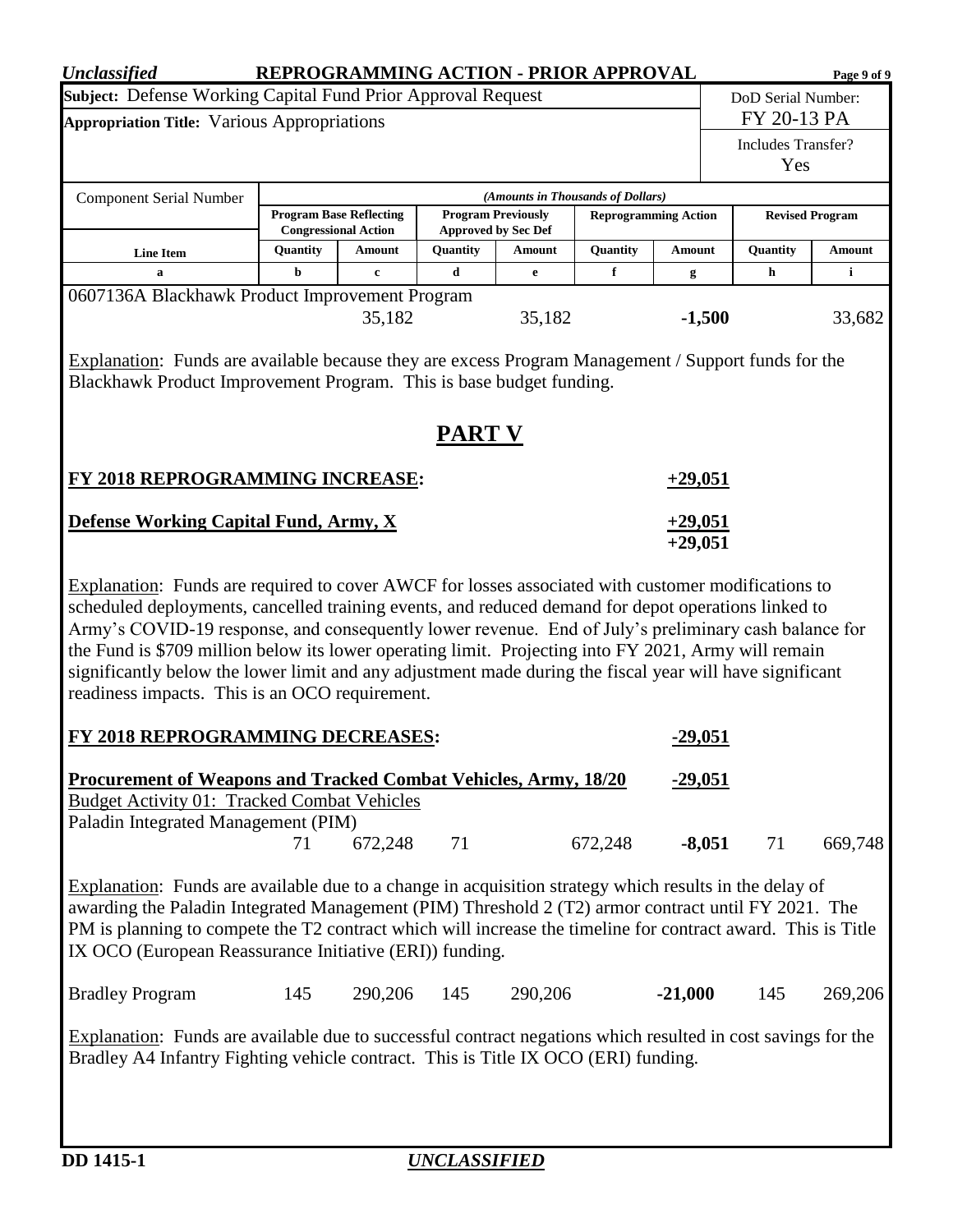**Subject:** Defense Working Capital Fund Prior Approval Request

**Appropriation Title:** Various Appropriations

DoD Serial Number: FY 20-13 PA

Includes Transfer? Yes

| Component Serial Number | *(Amounts in Thousands of Dollars)* | | | | | | | |
|---|---|---|---|---|---|---|---|---|
| | **Program Base Reflecting Congressional Action** | | **Program Previously Approved by Sec Def** | | **Reprogramming Action** | | **Revised Program** | |
| **Line Item** | **Quantity** | **Amount** | **Quantity** | **Amount** | **Quantity** | **Amount** | **Quantity** | **Amount** |
| **a** | **b** | **c** | **d** | **e** | **f** | **g** | **h** | **i** |
| 0607136A Blackhawk Product Improvement Program | | 35,182 | | 35,182 | | **-1,500** | | 33,682 |

Explanation: Funds are available because they are excess Program Management / Support funds for the Blackhawk Product Improvement Program. This is base budget funding.

# PART V

**FY 2018 REPROGRAMMING INCREASE:** **+29,051**

**Defense Working Capital Fund, Army, X** **+29,051**

**+29,051**

Explanation: Funds are required to cover AWCF for losses associated with customer modifications to scheduled deployments, cancelled training events, and reduced demand for depot operations linked to Army's COVID-19 response, and consequently lower revenue. End of July's preliminary cash balance for the Fund is $709 million below its lower operating limit. Projecting into FY 2021, Army will remain significantly below the lower limit and any adjustment made during the fiscal year will have significant readiness impacts. This is an OCO requirement.

**FY 2018 REPROGRAMMING DECREASES:** **-29,051**

**Procurement of Weapons and Tracked Combat Vehicles, Army, 18/20** **-29,051**

Budget Activity 01: Tracked Combat Vehicles

| Line Item | b | c | d | e | f | g | h | i |
|---|---|---|---|---|---|---|---|---|
| Paladin Integrated Management (PIM) | 71 | 672,248 | 71 | | 672,248 | **-8,051** | 71 | 669,748 |

Explanation: Funds are available due to a change in acquisition strategy which results in the delay of awarding the Paladin Integrated Management (PIM) Threshold 2 (T2) armor contract until FY 2021. The PM is planning to compete the T2 contract which will increase the timeline for contract award. This is Title IX OCO (European Reassurance Initiative (ERI)) funding.

| Line Item | b | c | d | e | f | g | h | i |
|---|---|---|---|---|---|---|---|---|
| Bradley Program | 145 | 290,206 | 145 | 290,206 | | **-21,000** | 145 | 269,206 |

Explanation: Funds are available due to successful contract negations which resulted in cost savings for the Bradley A4 Infantry Fighting vehicle contract. This is Title IX OCO (ERI) funding.